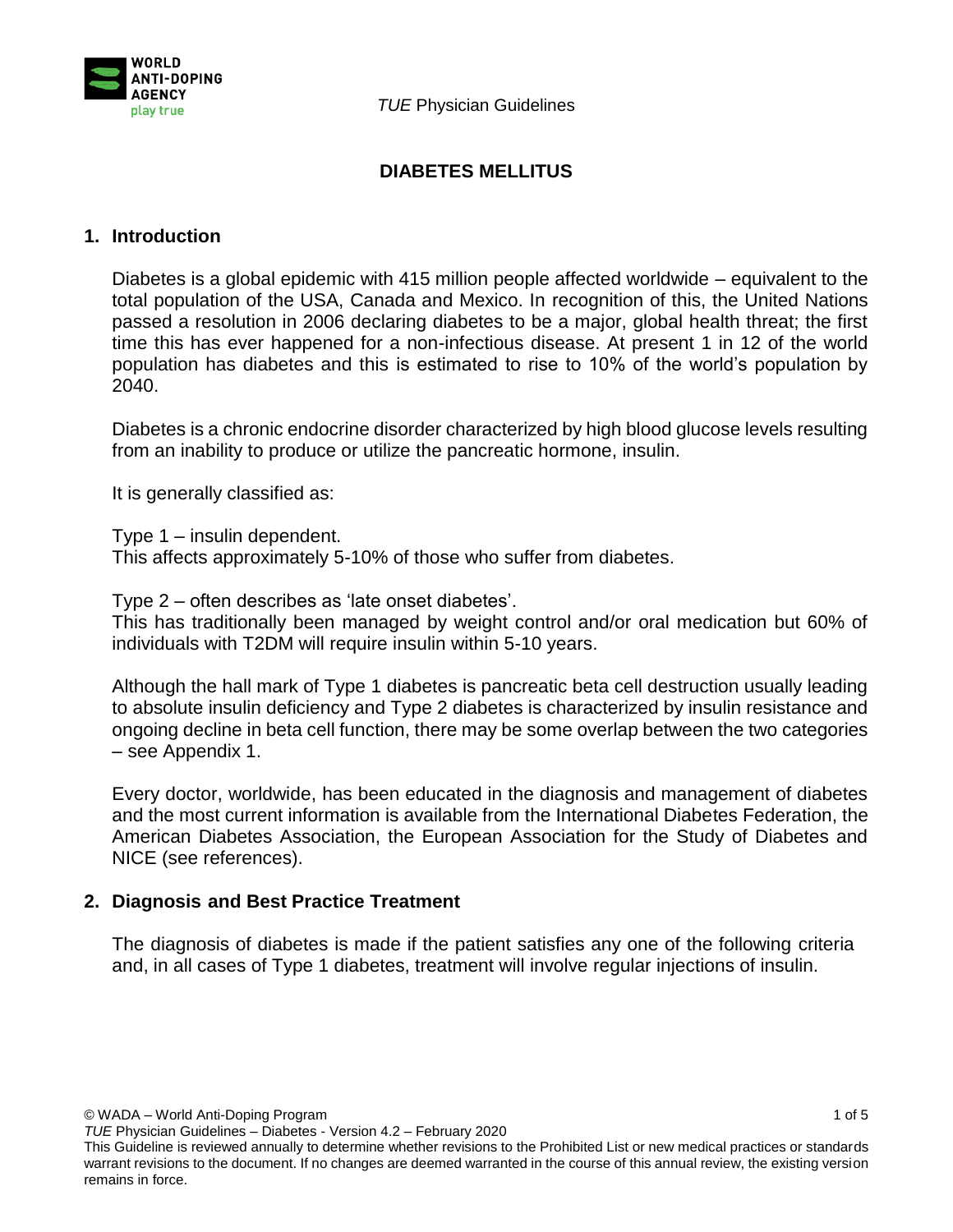# DIABETES MELLITUS

## 1. Introduction

Diabetes is a global epidemic with 415 million people affected worldwide – equivalent to the total population of the USA, Canada and Mexico. In recognition of this, the United Nations passed a resolution in 2006 declaring diabetes to be a major, global health threat; the first time this has ever happened for a non-infectious disease. At present 1 in 12 of the world population has diabetes and this is estimated to rise to 10% of the world's population by 2040.

Diabetes is a chronic endocrine disorder characterized by high blood glucose levels resulting from an inability to produce or utilize the pancreatic hormone, insulin.

It is generally classified as:

Type 1 – insulin dependent.
This affects approximately 5-10% of those who suffer from diabetes.

Type 2 – often describes as 'late onset diabetes'.
This has traditionally been managed by weight control and/or oral medication but 60% of individuals with T2DM will require insulin within 5-10 years.

Although the hall mark of Type 1 diabetes is pancreatic beta cell destruction usually leading to absolute insulin deficiency and Type 2 diabetes is characterized by insulin resistance and ongoing decline in beta cell function, there may be some overlap between the two categories – see Appendix 1.

Every doctor, worldwide, has been educated in the diagnosis and management of diabetes and the most current information is available from the International Diabetes Federation, the American Diabetes Association, the European Association for the Study of Diabetes and NICE (see references).

## 2. Diagnosis and Best Practice Treatment

The diagnosis of diabetes is made if the patient satisfies any one of the following criteria and, in all cases of Type 1 diabetes, treatment will involve regular injections of insulin.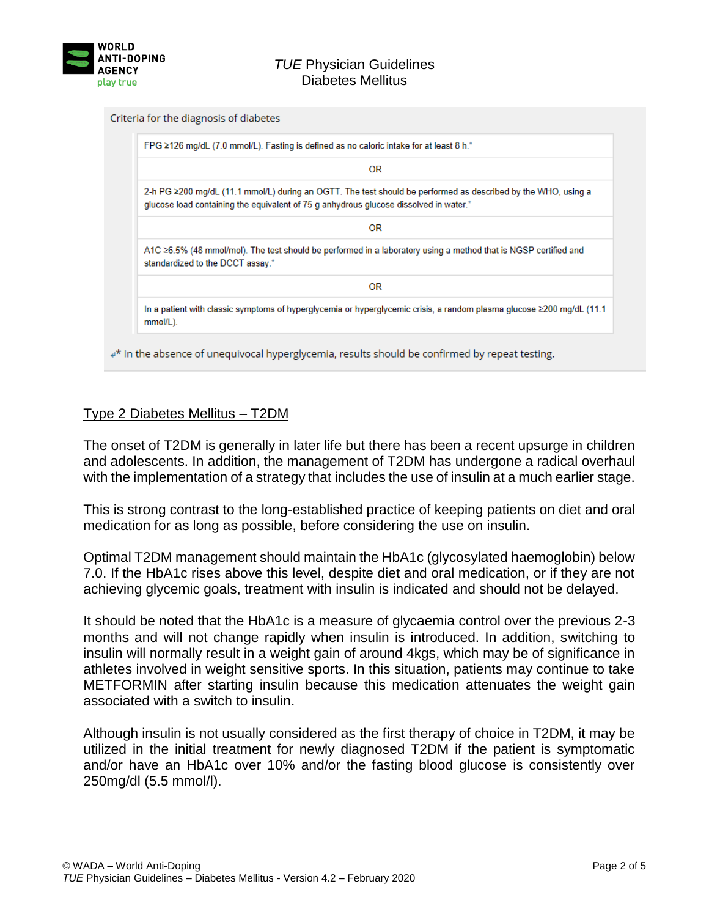Criteria for the diagnosis of diabetes

| |
|---|
| FPG ≥126 mg/dL (7.0 mmol/L). Fasting is defined as no caloric intake for at least 8 h.* |
| OR |
| 2-h PG ≥200 mg/dL (11.1 mmol/L) during an OGTT. The test should be performed as described by the WHO, using a glucose load containing the equivalent of 75 g anhydrous glucose dissolved in water.* |
| OR |
| A1C ≥6.5% (48 mmol/mol). The test should be performed in a laboratory using a method that is NGSP certified and standardized to the DCCT assay.* |
| OR |
| In a patient with classic symptoms of hyperglycemia or hyperglycemic crisis, a random plasma glucose ≥200 mg/dL (11.1 mmol/L). |

*In the absence of unequivocal hyperglycemia, results should be confirmed by repeat testing.

## Type 2 Diabetes Mellitus – T2DM

The onset of T2DM is generally in later life but there has been a recent upsurge in children and adolescents. In addition, the management of T2DM has undergone a radical overhaul with the implementation of a strategy that includes the use of insulin at a much earlier stage.

This is strong contrast to the long-established practice of keeping patients on diet and oral medication for as long as possible, before considering the use on insulin.

Optimal T2DM management should maintain the HbA1c (glycosylated haemoglobin) below 7.0. If the HbA1c rises above this level, despite diet and oral medication, or if they are not achieving glycemic goals, treatment with insulin is indicated and should not be delayed.

It should be noted that the HbA1c is a measure of glycaemia control over the previous 2-3 months and will not change rapidly when insulin is introduced. In addition, switching to insulin will normally result in a weight gain of around 4kgs, which may be of significance in athletes involved in weight sensitive sports. In this situation, patients may continue to take METFORMIN after starting insulin because this medication attenuates the weight gain associated with a switch to insulin.

Although insulin is not usually considered as the first therapy of choice in T2DM, it may be utilized in the initial treatment for newly diagnosed T2DM if the patient is symptomatic and/or have an HbA1c over 10% and/or the fasting blood glucose is consistently over 250mg/dl (5.5 mmol/l).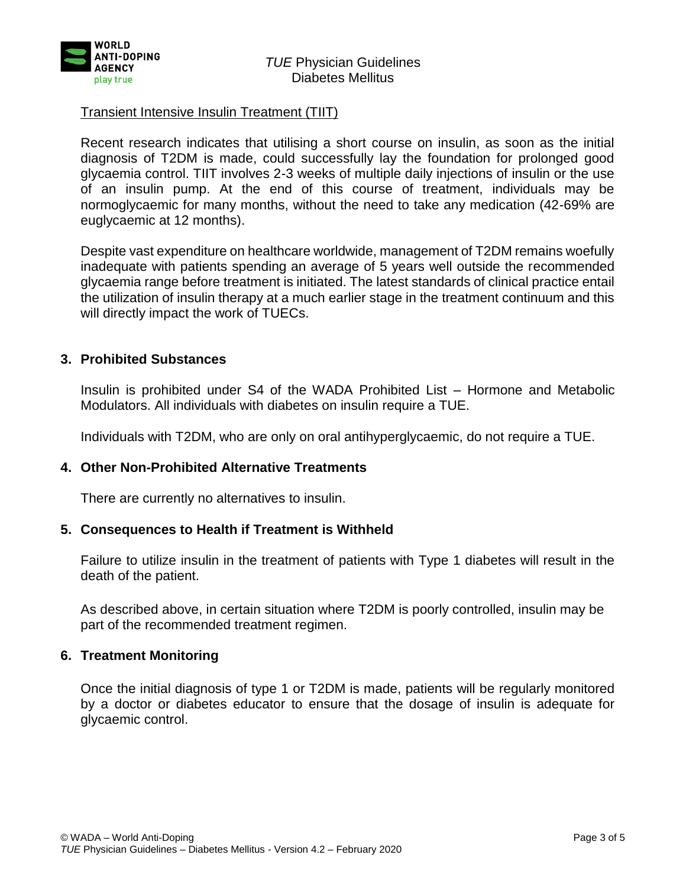Transient Intensive Insulin Treatment (TIIT)

Recent research indicates that utilising a short course on insulin, as soon as the initial diagnosis of T2DM is made, could successfully lay the foundation for prolonged good glycaemia control. TIIT involves 2-3 weeks of multiple daily injections of insulin or the use of an insulin pump. At the end of this course of treatment, individuals may be normoglycaemic for many months, without the need to take any medication (42-69% are euglycaemic at 12 months).

Despite vast expenditure on healthcare worldwide, management of T2DM remains woefully inadequate with patients spending an average of 5 years well outside the recommended glycaemia range before treatment is initiated. The latest standards of clinical practice entail the utilization of insulin therapy at a much earlier stage in the treatment continuum and this will directly impact the work of TUECs.

## 3. Prohibited Substances

Insulin is prohibited under S4 of the WADA Prohibited List – Hormone and Metabolic Modulators. All individuals with diabetes on insulin require a TUE.

Individuals with T2DM, who are only on oral antihyperglycaemic, do not require a TUE.

## 4. Other Non-Prohibited Alternative Treatments

There are currently no alternatives to insulin.

## 5. Consequences to Health if Treatment is Withheld

Failure to utilize insulin in the treatment of patients with Type 1 diabetes will result in the death of the patient.

As described above, in certain situation where T2DM is poorly controlled, insulin may be part of the recommended treatment regimen.

## 6. Treatment Monitoring

Once the initial diagnosis of type 1 or T2DM is made, patients will be regularly monitored by a doctor or diabetes educator to ensure that the dosage of insulin is adequate for glycaemic control.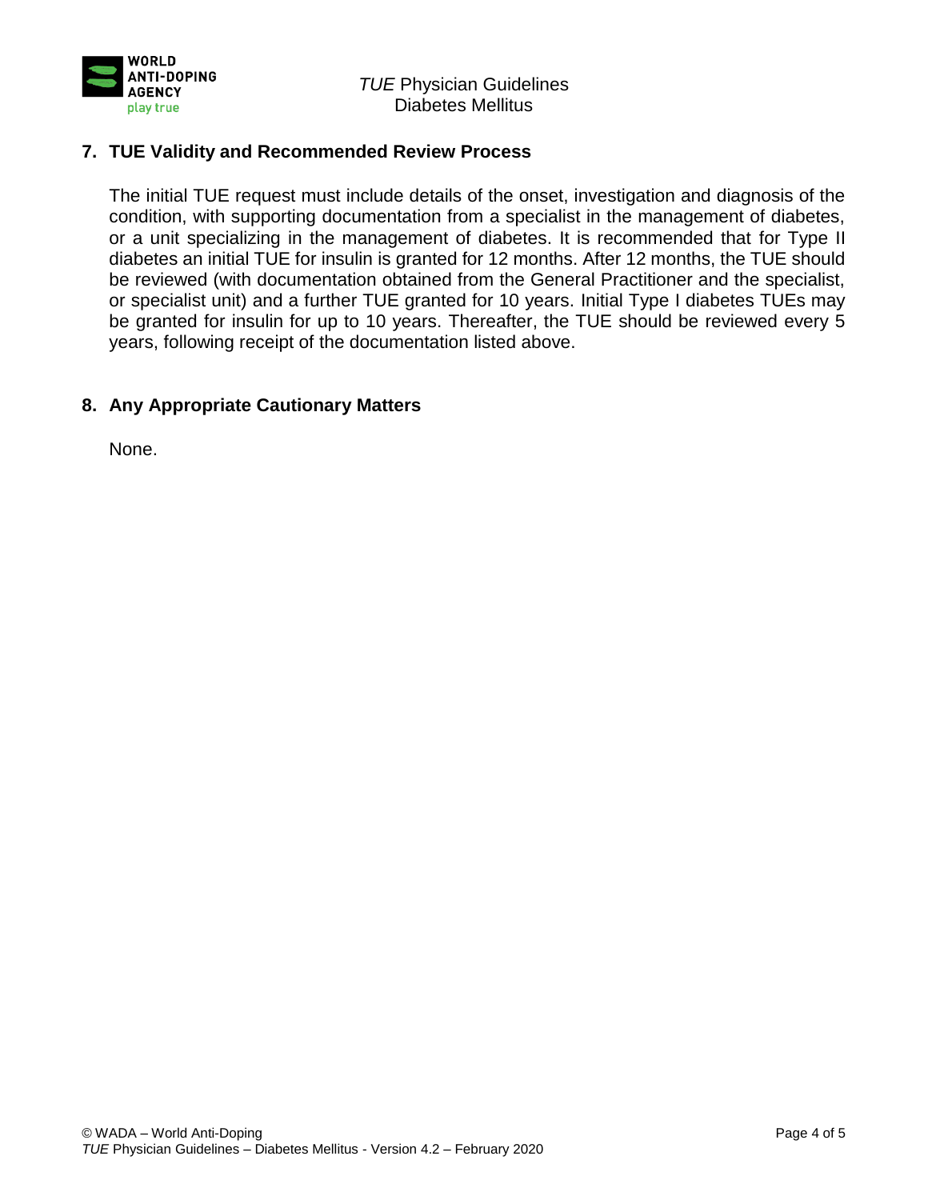## 7. TUE Validity and Recommended Review Process

The initial TUE request must include details of the onset, investigation and diagnosis of the condition, with supporting documentation from a specialist in the management of diabetes, or a unit specializing in the management of diabetes. It is recommended that for Type II diabetes an initial TUE for insulin is granted for 12 months. After 12 months, the TUE should be reviewed (with documentation obtained from the General Practitioner and the specialist, or specialist unit) and a further TUE granted for 10 years. Initial Type I diabetes TUEs may be granted for insulin for up to 10 years. Thereafter, the TUE should be reviewed every 5 years, following receipt of the documentation listed above.

## 8. Any Appropriate Cautionary Matters

None.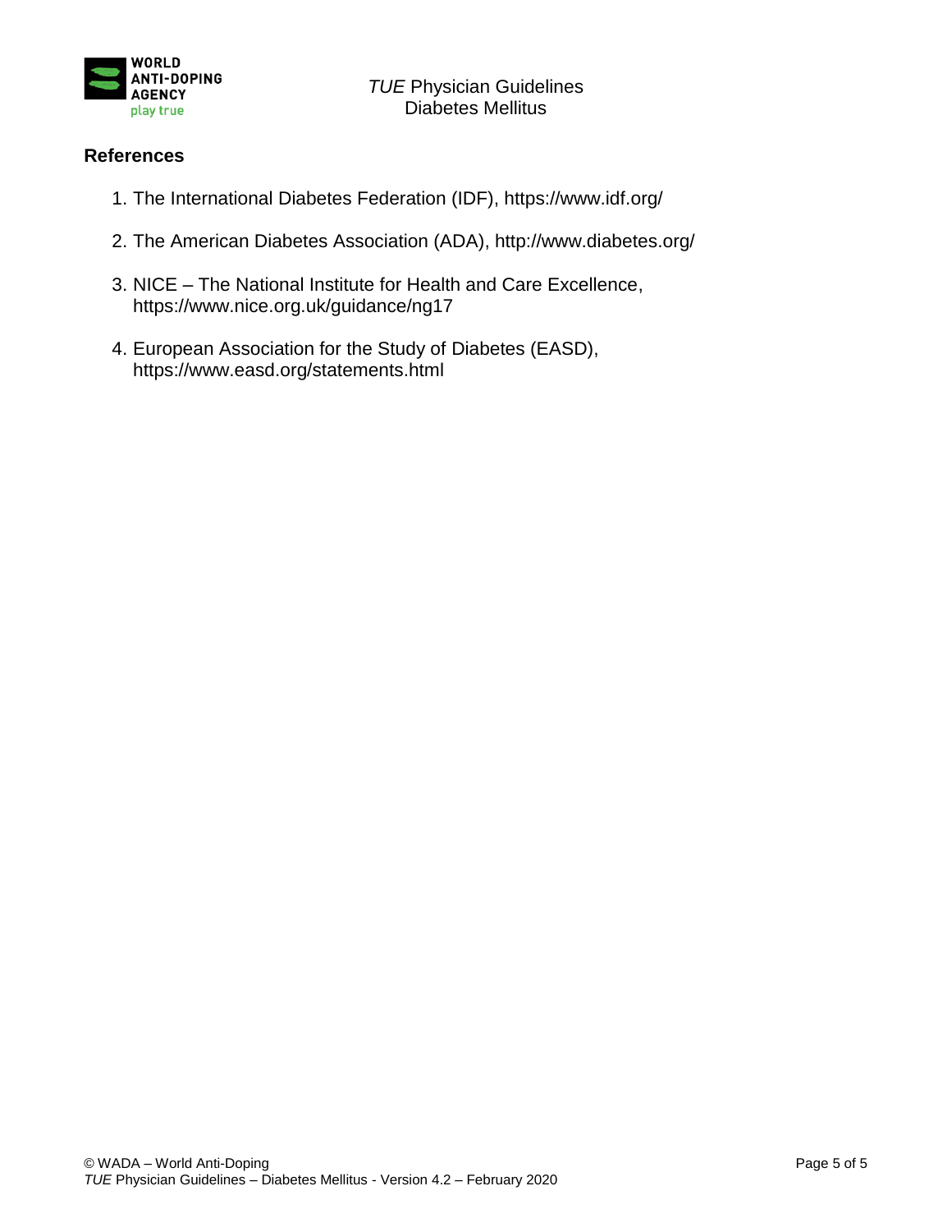## References

1. The International Diabetes Federation (IDF), https://www.idf.org/
2. The American Diabetes Association (ADA), http://www.diabetes.org/
3. NICE – The National Institute for Health and Care Excellence, https://www.nice.org.uk/guidance/ng17
4. European Association for the Study of Diabetes (EASD), https://www.easd.org/statements.html